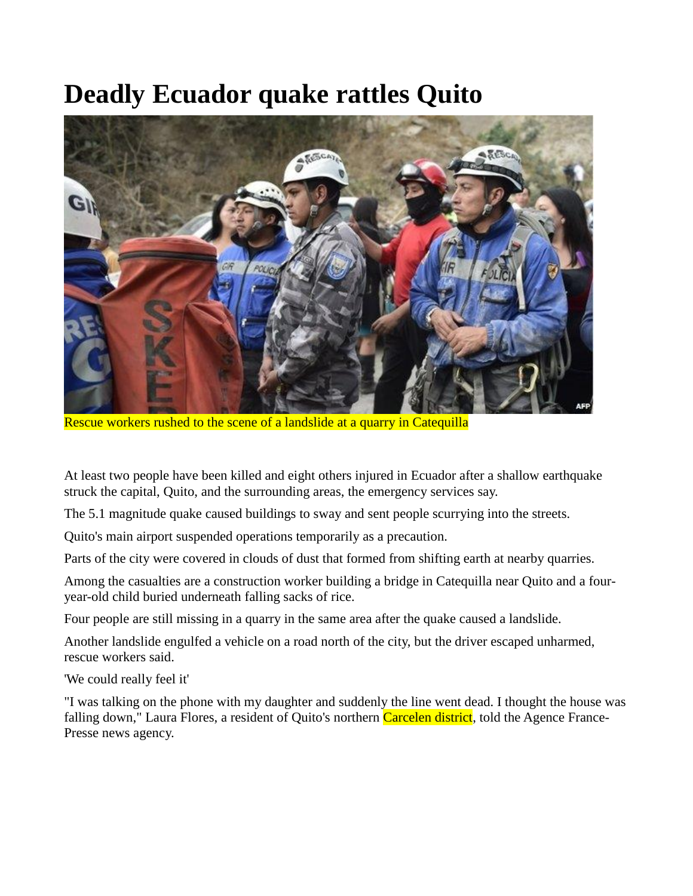# Deadly Ecuador quake rattles Quito

Rescue workers rushed to the scene of a landslide at a quarry in Catequilla

At least two people have been killed and eight others injured in Ecuador after a shallow earthquake struck the capital, Quito, and the surrounding areas, the emergency services say.

The 5.1 magnitude quake caused buildings to sway and sent people scurrying into the streets.

Quito's main airport suspended operations temporarily as a precaution.

Parts of the city were covered in clouds of dust that formed from shifting earth at nearby quarries.

Among the casualties are a construction worker building a bridge in Catequilla near Quito and a four-year-old child buried underneath falling sacks of rice.

Four people are still missing in a quarry in the same area after the quake caused a landslide.

Another landslide engulfed a vehicle on a road north of the city, but the driver escaped unharmed, rescue workers said.

'We could really feel it'

"I was talking on the phone with my daughter and suddenly the line went dead. I thought the house was falling down," Laura Flores, a resident of Quito's northern Carcelen district, told the Agence France-Presse news agency.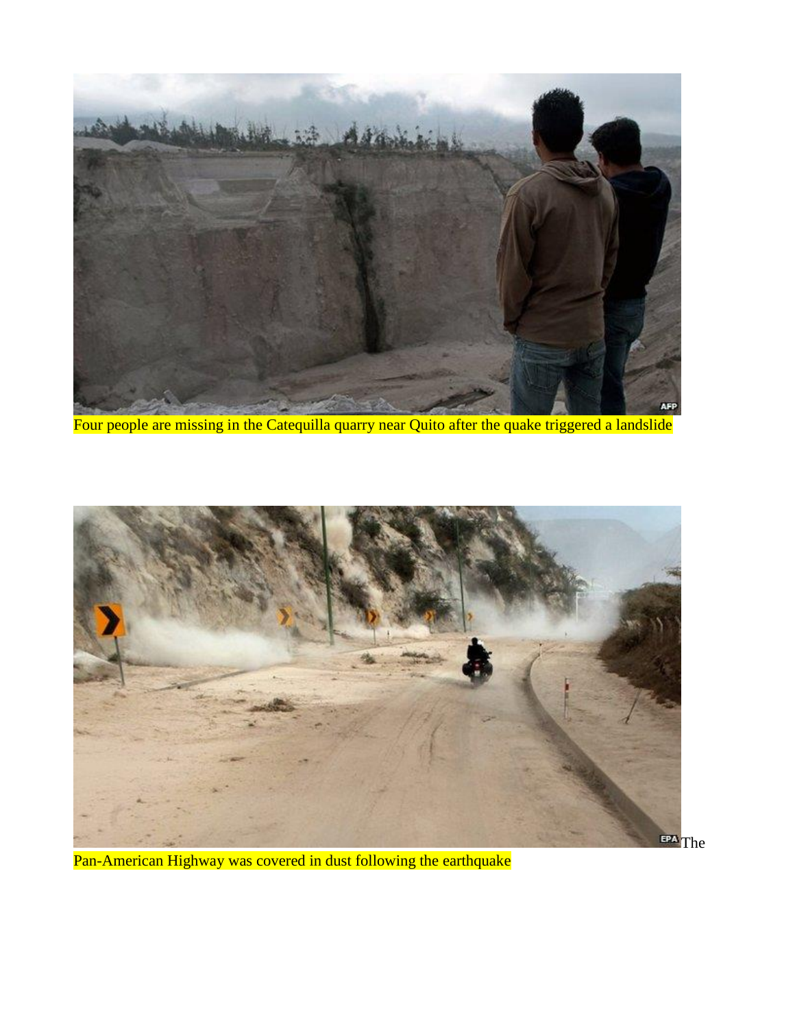Four people are missing in the Catequilla quarry near Quito after the quake triggered a landslide

The Pan-American Highway was covered in dust following the earthquake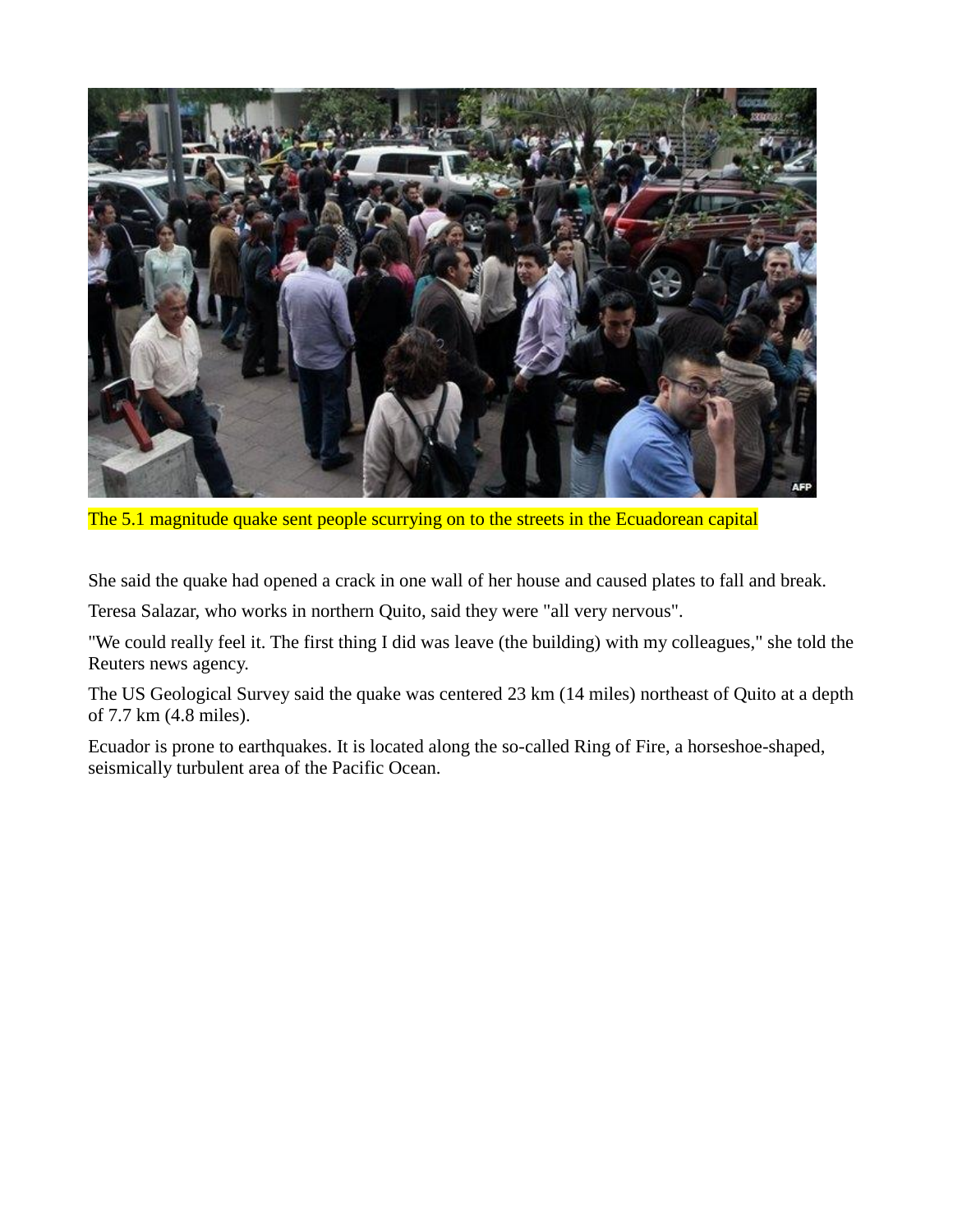The 5.1 magnitude quake sent people scurrying on to the streets in the Ecuadorean capital

She said the quake had opened a crack in one wall of her house and caused plates to fall and break.

Teresa Salazar, who works in northern Quito, said they were "all very nervous".

"We could really feel it. The first thing I did was leave (the building) with my colleagues," she told the Reuters news agency.

The US Geological Survey said the quake was centered 23 km (14 miles) northeast of Quito at a depth of 7.7 km (4.8 miles).

Ecuador is prone to earthquakes. It is located along the so-called Ring of Fire, a horseshoe-shaped, seismically turbulent area of the Pacific Ocean.